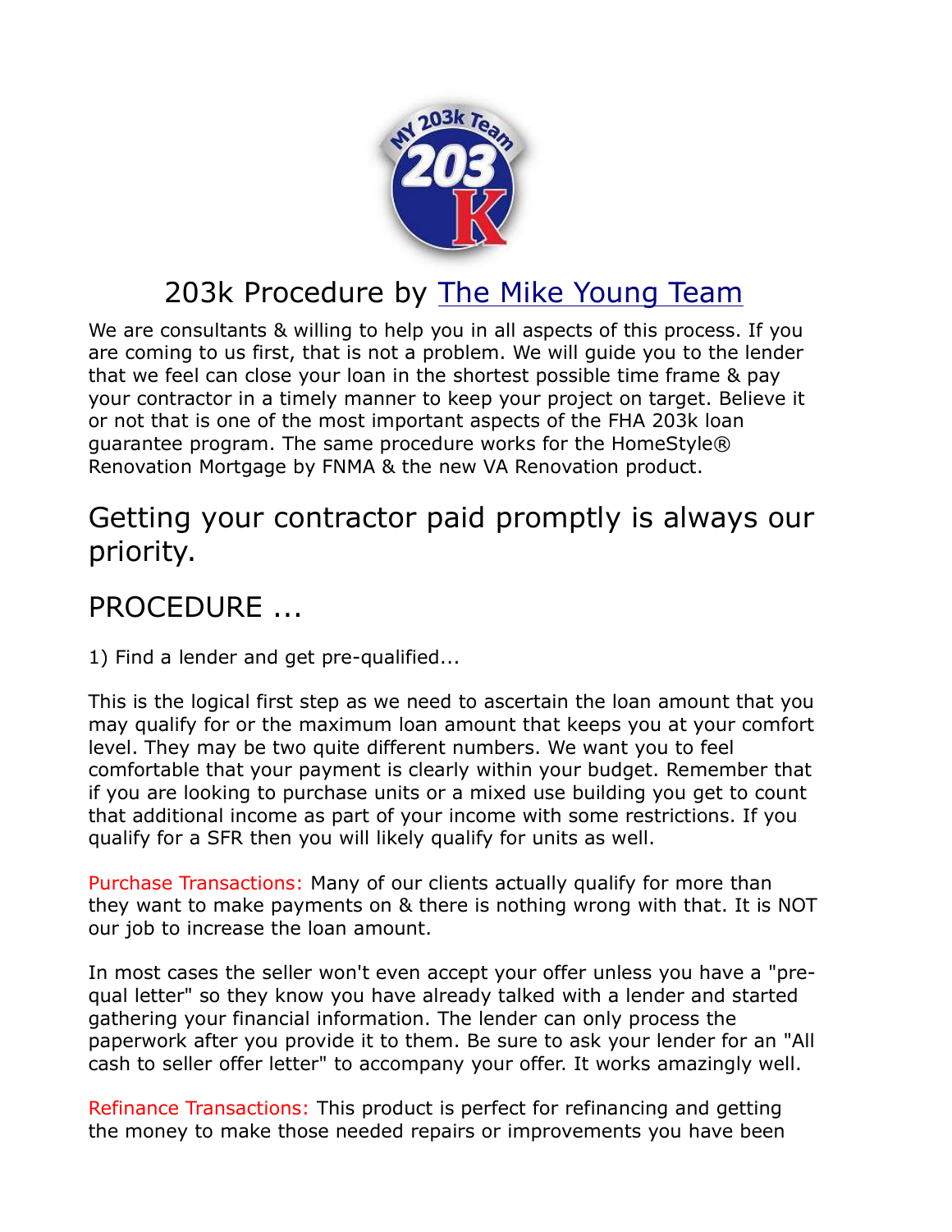# 203k Procedure by The Mike Young Team

We are consultants & willing to help you in all aspects of this process. If you are coming to us first, that is not a problem. We will guide you to the lender that we feel can close your loan in the shortest possible time frame & pay your contractor in a timely manner to keep your project on target. Believe it or not that is one of the most important aspects of the FHA 203k loan guarantee program. The same procedure works for the HomeStyle® Renovation Mortgage by FNMA & the new VA Renovation product.

## Getting your contractor paid promptly is always our priority.

## PROCEDURE ...

1) Find a lender and get pre-qualified...

This is the logical first step as we need to ascertain the loan amount that you may qualify for or the maximum loan amount that keeps you at your comfort level. They may be two quite different numbers. We want you to feel comfortable that your payment is clearly within your budget. Remember that if you are looking to purchase units or a mixed use building you get to count that additional income as part of your income with some restrictions. If you qualify for a SFR then you will likely qualify for units as well.

Purchase Transactions: Many of our clients actually qualify for more than they want to make payments on & there is nothing wrong with that. It is NOT our job to increase the loan amount.

In most cases the seller won't even accept your offer unless you have a "pre-qual letter" so they know you have already talked with a lender and started gathering your financial information. The lender can only process the paperwork after you provide it to them. Be sure to ask your lender for an "All cash to seller offer letter" to accompany your offer. It works amazingly well.

Refinance Transactions: This product is perfect for refinancing and getting the money to make those needed repairs or improvements you have been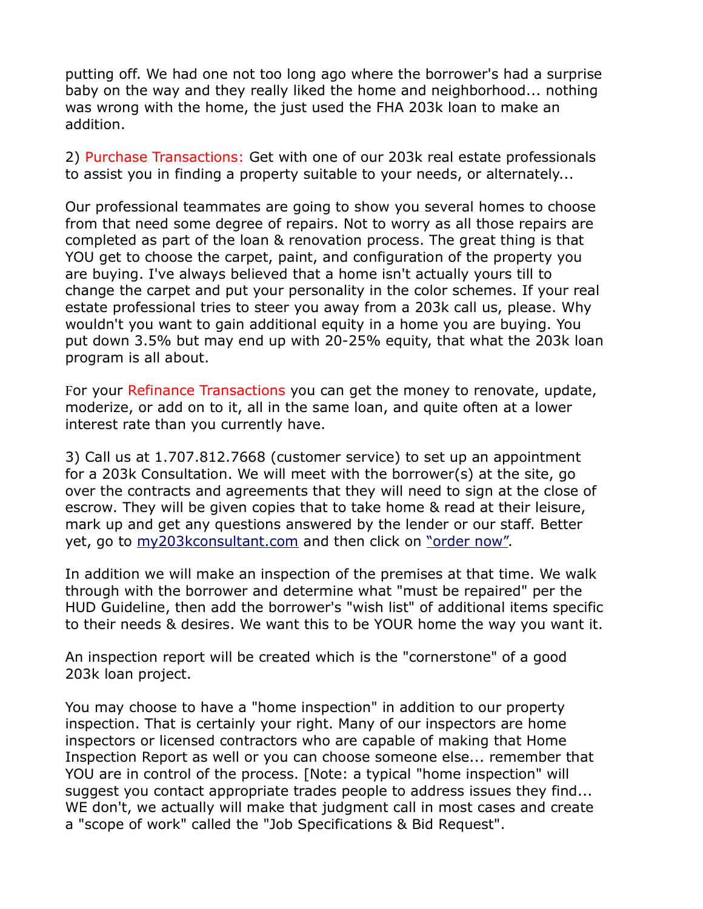putting off. We had one not too long ago where the borrower's had a surprise baby on the way and they really liked the home and neighborhood... nothing was wrong with the home, the just used the FHA 203k loan to make an addition.

2) Purchase Transactions: Get with one of our 203k real estate professionals to assist you in finding a property suitable to your needs, or alternately...

Our professional teammates are going to show you several homes to choose from that need some degree of repairs. Not to worry as all those repairs are completed as part of the loan & renovation process. The great thing is that YOU get to choose the carpet, paint, and configuration of the property you are buying. I've always believed that a home isn't actually yours till to change the carpet and put your personality in the color schemes. If your real estate professional tries to steer you away from a 203k call us, please. Why wouldn't you want to gain additional equity in a home you are buying. You put down 3.5% but may end up with 20-25% equity, that what the 203k loan program is all about.

For your Refinance Transactions you can get the money to renovate, update, moderize, or add on to it, all in the same loan, and quite often at a lower interest rate than you currently have.

3) Call us at 1.707.812.7668 (customer service) to set up an appointment for a 203k Consultation. We will meet with the borrower(s) at the site, go over the contracts and agreements that they will need to sign at the close of escrow. They will be given copies that to take home & read at their leisure, mark up and get any questions answered by the lender or our staff. Better yet, go to [my203kconsultant.com]() and then click on ["order now"]().

In addition we will make an inspection of the premises at that time. We walk through with the borrower and determine what "must be repaired" per the HUD Guideline, then add the borrower's "wish list" of additional items specific to their needs & desires. We want this to be YOUR home the way you want it.

An inspection report will be created which is the "cornerstone" of a good 203k loan project.

You may choose to have a "home inspection" in addition to our property inspection. That is certainly your right. Many of our inspectors are home inspectors or licensed contractors who are capable of making that Home Inspection Report as well or you can choose someone else... remember that YOU are in control of the process. [Note: a typical "home inspection" will suggest you contact appropriate trades people to address issues they find... WE don't, we actually will make that judgment call in most cases and create a "scope of work" called the "Job Specifications & Bid Request".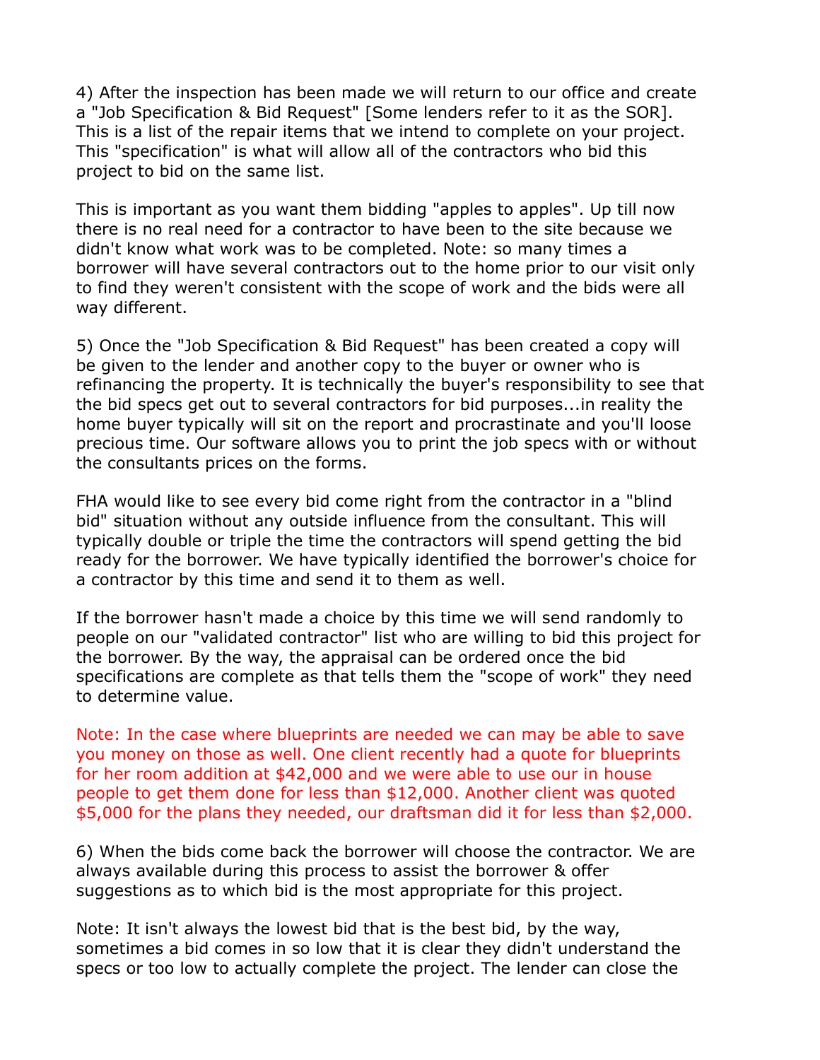4) After the inspection has been made we will return to our office and create a "Job Specification & Bid Request" [Some lenders refer to it as the SOR]. This is a list of the repair items that we intend to complete on your project. This "specification" is what will allow all of the contractors who bid this project to bid on the same list.

This is important as you want them bidding "apples to apples". Up till now there is no real need for a contractor to have been to the site because we didn't know what work was to be completed. Note: so many times a borrower will have several contractors out to the home prior to our visit only to find they weren't consistent with the scope of work and the bids were all way different.

5) Once the "Job Specification & Bid Request" has been created a copy will be given to the lender and another copy to the buyer or owner who is refinancing the property. It is technically the buyer's responsibility to see that the bid specs get out to several contractors for bid purposes...in reality the home buyer typically will sit on the report and procrastinate and you'll loose precious time. Our software allows you to print the job specs with or without the consultants prices on the forms.

FHA would like to see every bid come right from the contractor in a "blind bid" situation without any outside influence from the consultant. This will typically double or triple the time the contractors will spend getting the bid ready for the borrower. We have typically identified the borrower's choice for a contractor by this time and send it to them as well.

If the borrower hasn't made a choice by this time we will send randomly to people on our "validated contractor" list who are willing to bid this project for the borrower. By the way, the appraisal can be ordered once the bid specifications are complete as that tells them the "scope of work" they need to determine value.

Note: In the case where blueprints are needed we can may be able to save you money on those as well. One client recently had a quote for blueprints for her room addition at $42,000 and we were able to use our in house people to get them done for less than $12,000. Another client was quoted $5,000 for the plans they needed, our draftsman did it for less than $2,000.

6) When the bids come back the borrower will choose the contractor. We are always available during this process to assist the borrower & offer suggestions as to which bid is the most appropriate for this project.

Note: It isn't always the lowest bid that is the best bid, by the way, sometimes a bid comes in so low that it is clear they didn't understand the specs or too low to actually complete the project. The lender can close the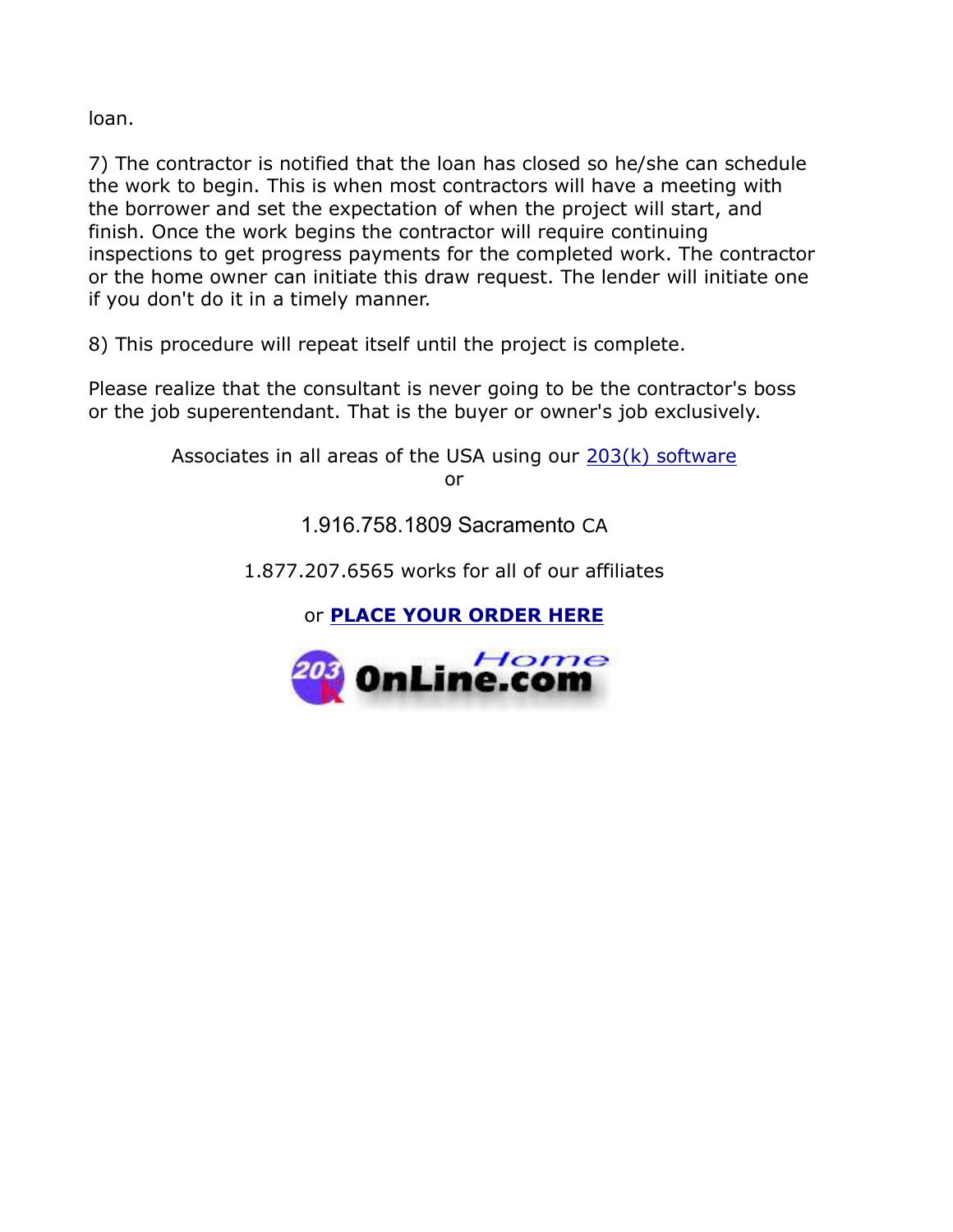loan.

7) The contractor is notified that the loan has closed so he/she can schedule the work to begin. This is when most contractors will have a meeting with the borrower and set the expectation of when the project will start, and finish. Once the work begins the contractor will require continuing inspections to get progress payments for the completed work. The contractor or the home owner can initiate this draw request. The lender will initiate one if you don't do it in a timely manner.

8) This procedure will repeat itself until the project is complete.

Please realize that the consultant is never going to be the contractor's boss or the job superentendant. That is the buyer or owner's job exclusively.

Associates in all areas of the USA using our [203(k) software]()
or

1.916.758.1809 Sacramento CA

1.877.207.6565 works for all of our affiliates

or **[PLACE YOUR ORDER HERE]()**

203k Home OnLine.com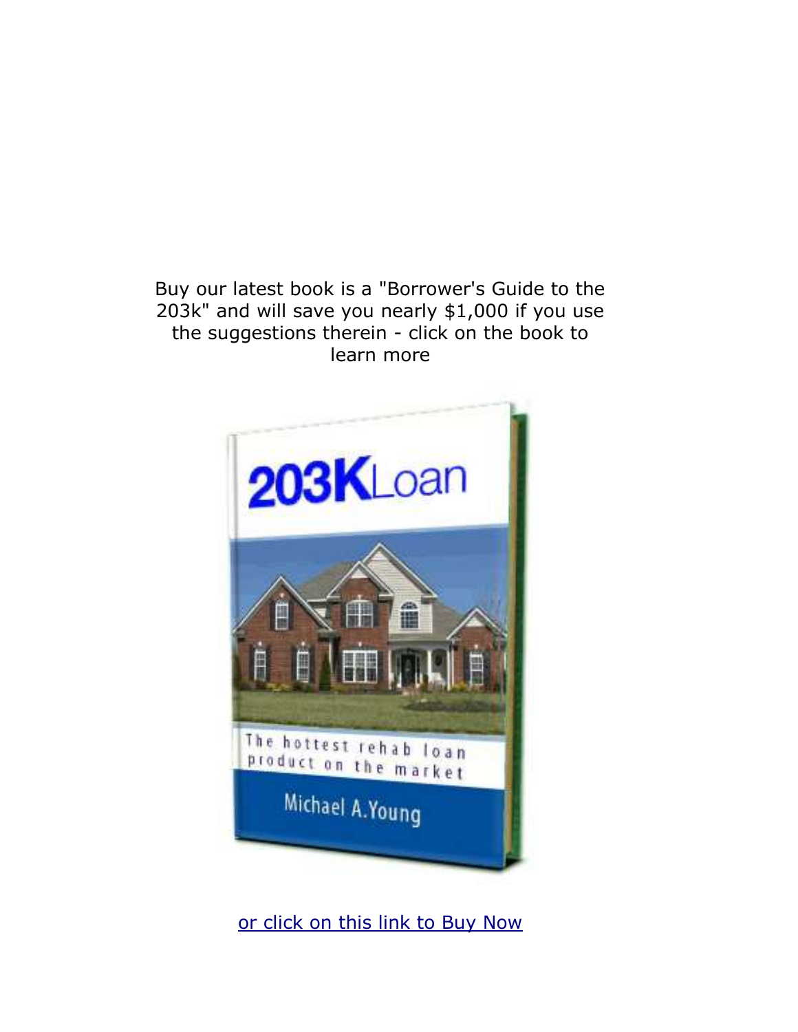Buy our latest book is a "Borrower's Guide to the 203k" and will save you nearly $1,000 if you use the suggestions therein - click on the book to learn more

or click on this link to Buy Now